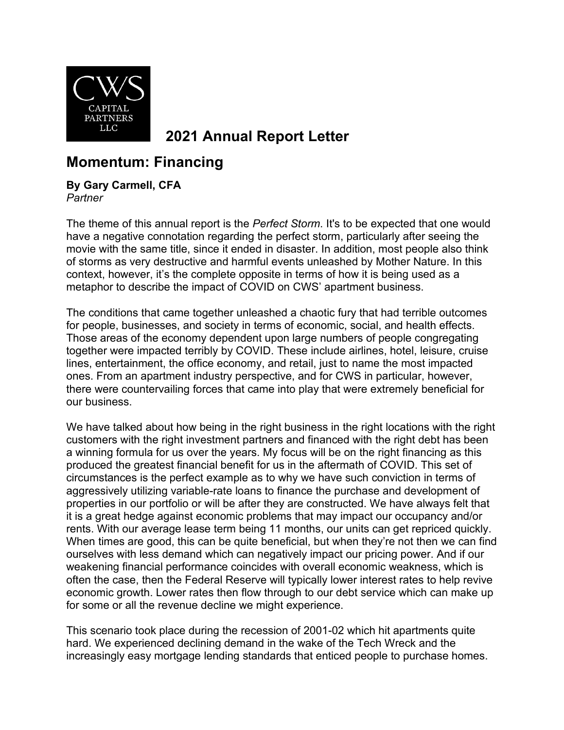CWS CAPITAL PARTNERS LLC

# 2021 Annual Report Letter

## Momentum: Financing

**By Gary Carmell, CFA**
*Partner*

The theme of this annual report is the *Perfect Storm*. It's to be expected that one would have a negative connotation regarding the perfect storm, particularly after seeing the movie with the same title, since it ended in disaster. In addition, most people also think of storms as very destructive and harmful events unleashed by Mother Nature. In this context, however, it's the complete opposite in terms of how it is being used as a metaphor to describe the impact of COVID on CWS' apartment business.

The conditions that came together unleashed a chaotic fury that had terrible outcomes for people, businesses, and society in terms of economic, social, and health effects. Those areas of the economy dependent upon large numbers of people congregating together were impacted terribly by COVID. These include airlines, hotel, leisure, cruise lines, entertainment, the office economy, and retail, just to name the most impacted ones. From an apartment industry perspective, and for CWS in particular, however, there were countervailing forces that came into play that were extremely beneficial for our business.

We have talked about how being in the right business in the right locations with the right customers with the right investment partners and financed with the right debt has been a winning formula for us over the years. My focus will be on the right financing as this produced the greatest financial benefit for us in the aftermath of COVID. This set of circumstances is the perfect example as to why we have such conviction in terms of aggressively utilizing variable-rate loans to finance the purchase and development of properties in our portfolio or will be after they are constructed. We have always felt that it is a great hedge against economic problems that may impact our occupancy and/or rents. With our average lease term being 11 months, our units can get repriced quickly. When times are good, this can be quite beneficial, but when they're not then we can find ourselves with less demand which can negatively impact our pricing power. And if our weakening financial performance coincides with overall economic weakness, which is often the case, then the Federal Reserve will typically lower interest rates to help revive economic growth. Lower rates then flow through to our debt service which can make up for some or all the revenue decline we might experience.

This scenario took place during the recession of 2001-02 which hit apartments quite hard. We experienced declining demand in the wake of the Tech Wreck and the increasingly easy mortgage lending standards that enticed people to purchase homes.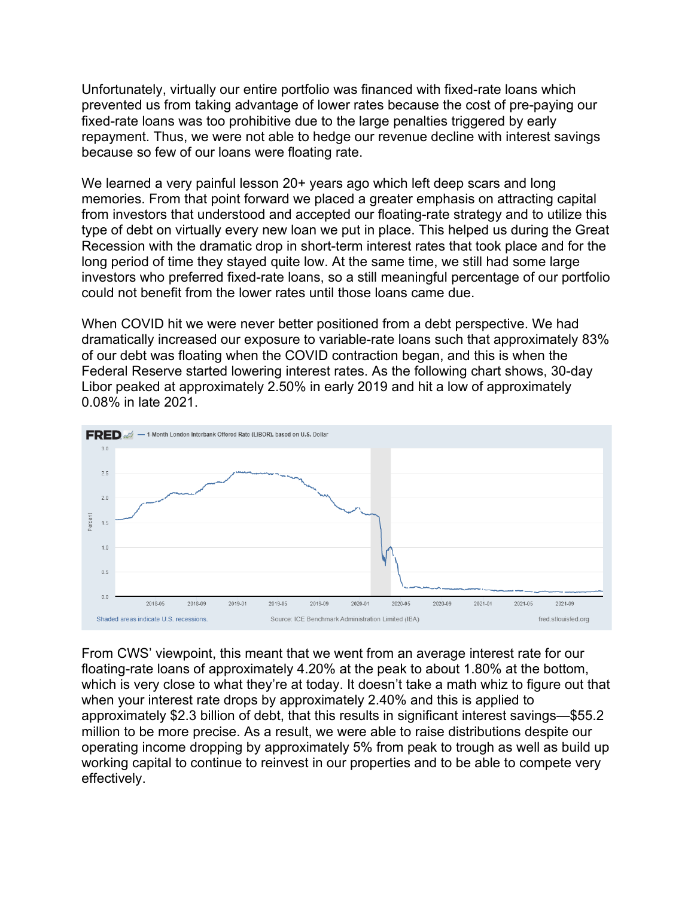Unfortunately, virtually our entire portfolio was financed with fixed-rate loans which prevented us from taking advantage of lower rates because the cost of pre-paying our fixed-rate loans was too prohibitive due to the large penalties triggered by early repayment. Thus, we were not able to hedge our revenue decline with interest savings because so few of our loans were floating rate.

We learned a very painful lesson 20+ years ago which left deep scars and long memories. From that point forward we placed a greater emphasis on attracting capital from investors that understood and accepted our floating-rate strategy and to utilize this type of debt on virtually every new loan we put in place. This helped us during the Great Recession with the dramatic drop in short-term interest rates that took place and for the long period of time they stayed quite low. At the same time, we still had some large investors who preferred fixed-rate loans, so a still meaningful percentage of our portfolio could not benefit from the lower rates until those loans came due.

When COVID hit we were never better positioned from a debt perspective. We had dramatically increased our exposure to variable-rate loans such that approximately 83% of our debt was floating when the COVID contraction began, and this is when the Federal Reserve started lowering interest rates. As the following chart shows, 30-day Libor peaked at approximately 2.50% in early 2019 and hit a low of approximately 0.08% in late 2021.

From CWS' viewpoint, this meant that we went from an average interest rate for our floating-rate loans of approximately 4.20% at the peak to about 1.80% at the bottom, which is very close to what they're at today. It doesn't take a math whiz to figure out that when your interest rate drops by approximately 2.40% and this is applied to approximately $2.3 billion of debt, that this results in significant interest savings—$55.2 million to be more precise. As a result, we were able to raise distributions despite our operating income dropping by approximately 5% from peak to trough as well as build up working capital to continue to reinvest in our properties and to be able to compete very effectively.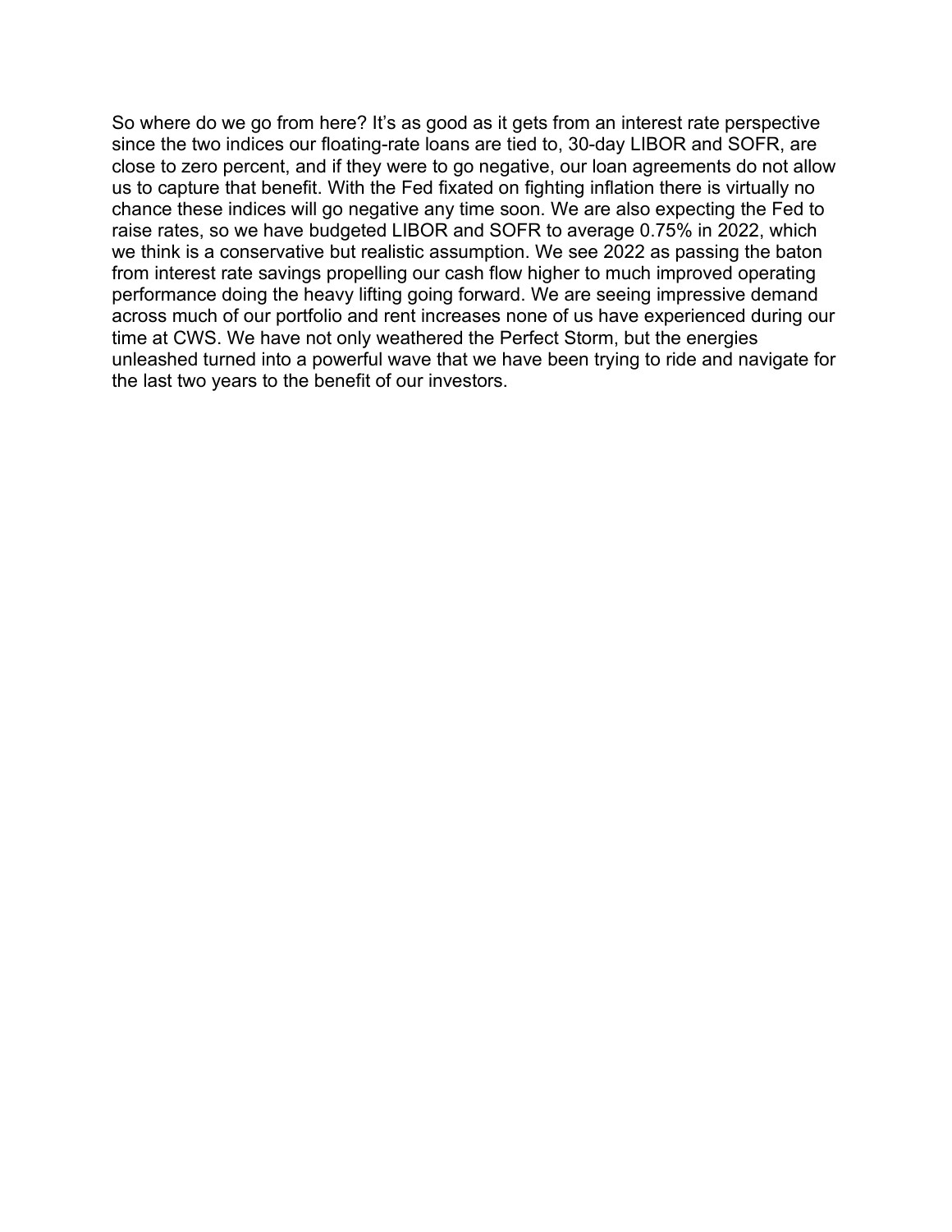So where do we go from here? It's as good as it gets from an interest rate perspective since the two indices our floating-rate loans are tied to, 30-day LIBOR and SOFR, are close to zero percent, and if they were to go negative, our loan agreements do not allow us to capture that benefit. With the Fed fixated on fighting inflation there is virtually no chance these indices will go negative any time soon. We are also expecting the Fed to raise rates, so we have budgeted LIBOR and SOFR to average 0.75% in 2022, which we think is a conservative but realistic assumption. We see 2022 as passing the baton from interest rate savings propelling our cash flow higher to much improved operating performance doing the heavy lifting going forward. We are seeing impressive demand across much of our portfolio and rent increases none of us have experienced during our time at CWS. We have not only weathered the Perfect Storm, but the energies unleashed turned into a powerful wave that we have been trying to ride and navigate for the last two years to the benefit of our investors.